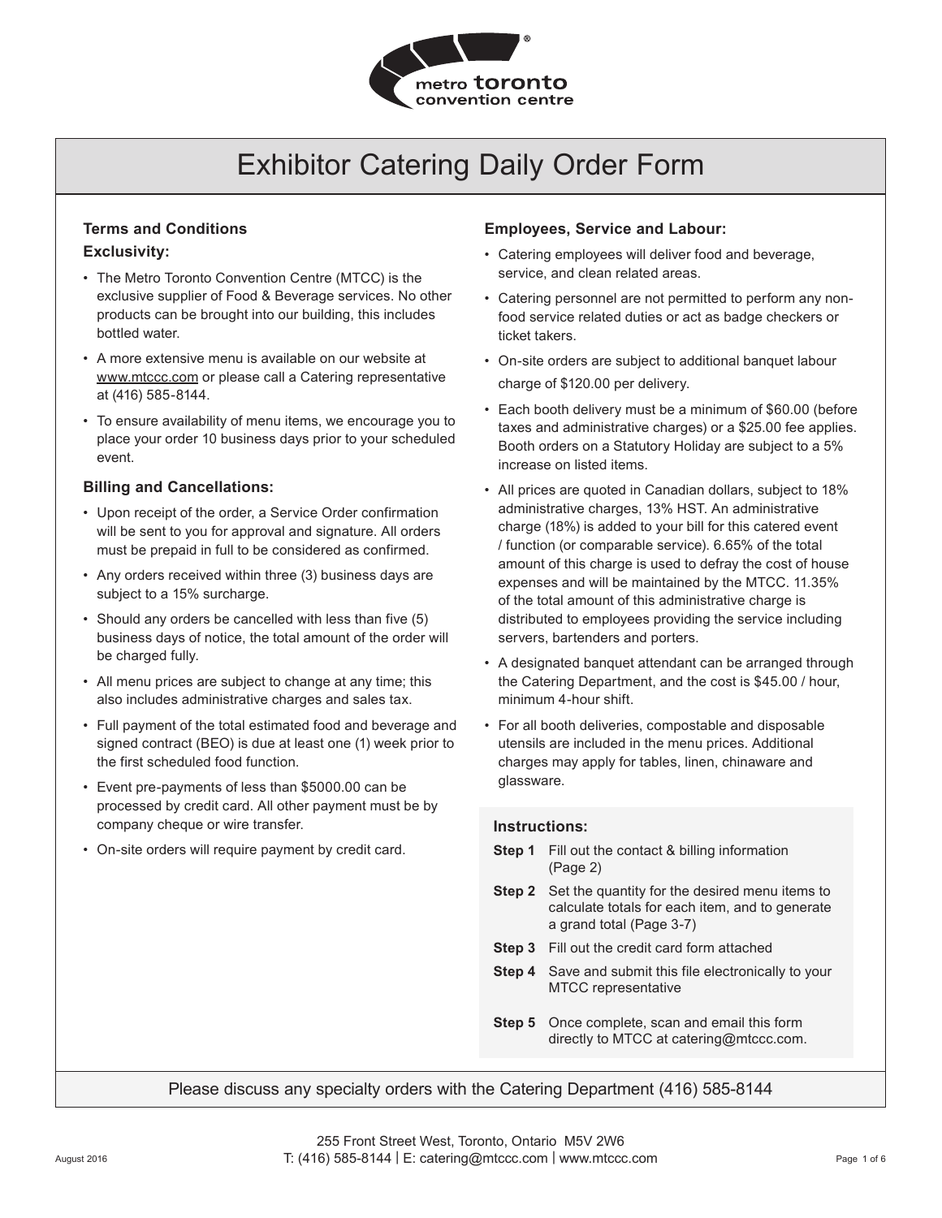# Exhibitor Catering Daily Order Form

## Terms and Conditions

### Exclusivity:

- The Metro Toronto Convention Centre (MTCC) is the exclusive supplier of Food & Beverage services. No other products can be brought into our building, this includes bottled water.
- A more extensive menu is available on our website at www.mtccc.com or please call a Catering representative at (416) 585-8144.
- To ensure availability of menu items, we encourage you to place your order 10 business days prior to your scheduled event.

### Billing and Cancellations:

- Upon receipt of the order, a Service Order confirmation will be sent to you for approval and signature. All orders must be prepaid in full to be considered as confirmed.
- Any orders received within three (3) business days are subject to a 15% surcharge.
- Should any orders be cancelled with less than five (5) business days of notice, the total amount of the order will be charged fully.
- All menu prices are subject to change at any time; this also includes administrative charges and sales tax.
- Full payment of the total estimated food and beverage and signed contract (BEO) is due at least one (1) week prior to the first scheduled food function.
- Event pre-payments of less than $5000.00 can be processed by credit card. All other payment must be by company cheque or wire transfer.
- On-site orders will require payment by credit card.

### Employees, Service and Labour:

- Catering employees will deliver food and beverage, service, and clean related areas.
- Catering personnel are not permitted to perform any non-food service related duties or act as badge checkers or ticket takers.
- On-site orders are subject to additional banquet labour charge of $120.00 per delivery.
- Each booth delivery must be a minimum of $60.00 (before taxes and administrative charges) or a $25.00 fee applies. Booth orders on a Statutory Holiday are subject to a 5% increase on listed items.
- All prices are quoted in Canadian dollars, subject to 18% administrative charges, 13% HST. An administrative charge (18%) is added to your bill for this catered event / function (or comparable service). 6.65% of the total amount of this charge is used to defray the cost of house expenses and will be maintained by the MTCC. 11.35% of the total amount of this administrative charge is distributed to employees providing the service including servers, bartenders and porters.
- A designated banquet attendant can be arranged through the Catering Department, and the cost is $45.00 / hour, minimum 4-hour shift.
- For all booth deliveries, compostable and disposable utensils are included in the menu prices. Additional charges may apply for tables, linen, chinaware and glassware.

### Instructions:

**Step 1** Fill out the contact & billing information (Page 2)

**Step 2** Set the quantity for the desired menu items to calculate totals for each item, and to generate a grand total (Page 3-7)

**Step 3** Fill out the credit card form attached

**Step 4** Save and submit this file electronically to your MTCC representative

**Step 5** Once complete, scan and email this form directly to MTCC at catering@mtccc.com.

Please discuss any specialty orders with the Catering Department (416) 585-8144

255 Front Street West, Toronto, Ontario M5V 2W6
T: (416) 585-8144 | E: catering@mtccc.com | www.mtccc.com

August 2016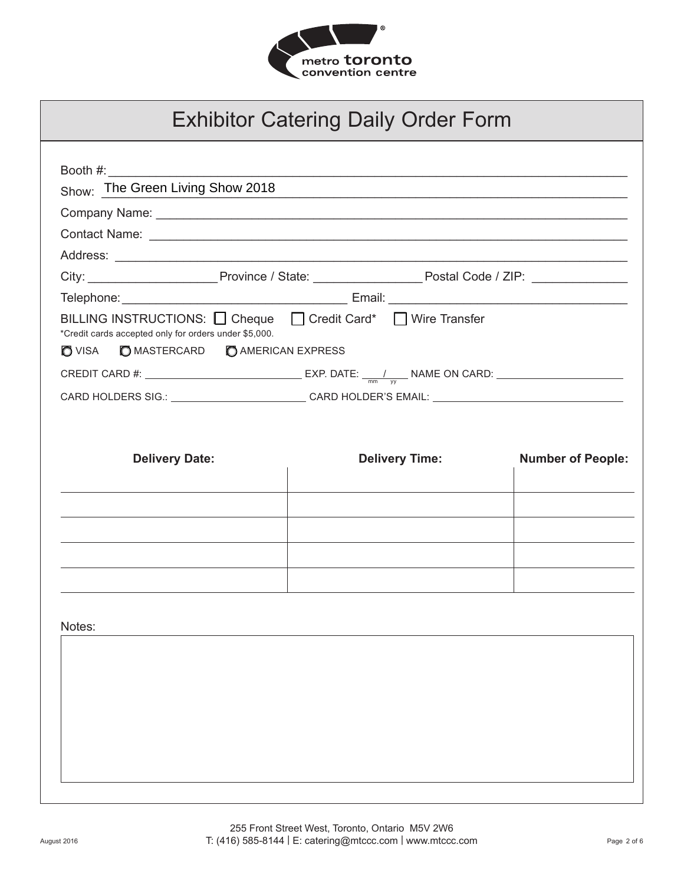# Exhibitor Catering Daily Order Form

Booth #: ______________________________

Show: The Green Living Show 2018

Company Name: ______________________________

Contact Name: ______________________________

Address: ______________________________

City: ______________ Province / State: ______________ Postal Code / ZIP: ______________

Telephone: ______________ Email: ______________

BILLING INSTRUCTIONS: ☐ Cheque ☐ Credit Card* ☐ Wire Transfer

*Credit cards accepted only for orders under $5,000.

○ VISA ○ MASTERCARD ○ AMERICAN EXPRESS

CREDIT CARD #: ______________ EXP. DATE: ___/___ (mm / yy) NAME ON CARD: ______________

CARD HOLDERS SIG.: ______________ CARD HOLDER'S EMAIL: ______________

| Delivery Date: | Delivery Time: | Number of People: |
|---|---|---|
| | | |
| | | |
| | | |
| | | |
| | | |

Notes:

|  |
|---|
|  |

255 Front Street West, Toronto, Ontario M5V 2W6
T: (416) 585-8144 | E: catering@mtccc.com | www.mtccc.com

August 2016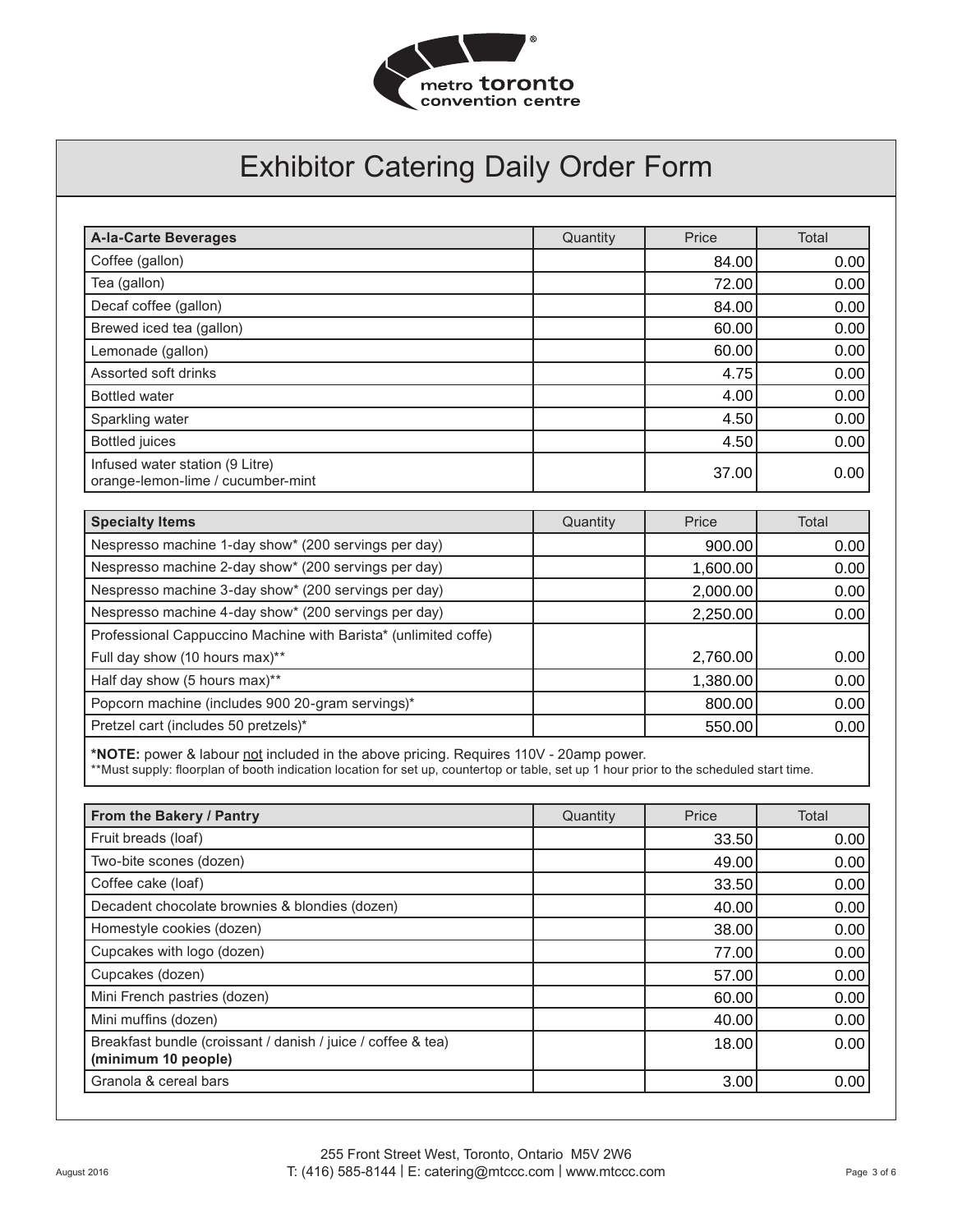metro toronto convention centre

# Exhibitor Catering Daily Order Form

| A-la-Carte Beverages | Quantity | Price | Total |
| --- | --- | --- | --- |
| Coffee (gallon) | | 84.00 | 0.00 |
| Tea (gallon) | | 72.00 | 0.00 |
| Decaf coffee (gallon) | | 84.00 | 0.00 |
| Brewed iced tea (gallon) | | 60.00 | 0.00 |
| Lemonade (gallon) | | 60.00 | 0.00 |
| Assorted soft drinks | | 4.75 | 0.00 |
| Bottled water | | 4.00 | 0.00 |
| Sparkling water | | 4.50 | 0.00 |
| Bottled juices | | 4.50 | 0.00 |
| Infused water station (9 Litre) orange-lemon-lime / cucumber-mint | | 37.00 | 0.00 |

| Specialty Items | Quantity | Price | Total |
| --- | --- | --- | --- |
| Nespresso machine 1-day show* (200 servings per day) | | 900.00 | 0.00 |
| Nespresso machine 2-day show* (200 servings per day) | | 1,600.00 | 0.00 |
| Nespresso machine 3-day show* (200 servings per day) | | 2,000.00 | 0.00 |
| Nespresso machine 4-day show* (200 servings per day) | | 2,250.00 | 0.00 |
| Professional Cappuccino Machine with Barista* (unlimited coffe) | | | |
| Full day show (10 hours max)** | | 2,760.00 | 0.00 |
| Half day show (5 hours max)** | | 1,380.00 | 0.00 |
| Popcorn machine (includes 900 20-gram servings)* | | 800.00 | 0.00 |
| Pretzel cart (includes 50 pretzels)* | | 550.00 | 0.00 |

***NOTE:** power & labour not included in the above pricing. Requires 110V - 20amp power.
**Must supply: floorplan of booth indication location for set up, countertop or table, set up 1 hour prior to the scheduled start time.

| From the Bakery / Pantry | Quantity | Price | Total |
| --- | --- | --- | --- |
| Fruit breads (loaf) | | 33.50 | 0.00 |
| Two-bite scones (dozen) | | 49.00 | 0.00 |
| Coffee cake (loaf) | | 33.50 | 0.00 |
| Decadent chocolate brownies & blondies (dozen) | | 40.00 | 0.00 |
| Homestyle cookies (dozen) | | 38.00 | 0.00 |
| Cupcakes with logo (dozen) | | 77.00 | 0.00 |
| Cupcakes (dozen) | | 57.00 | 0.00 |
| Mini French pastries (dozen) | | 60.00 | 0.00 |
| Mini muffins (dozen) | | 40.00 | 0.00 |
| Breakfast bundle (croissant / danish / juice / coffee & tea) **(minimum 10 people)** | | 18.00 | 0.00 |
| Granola & cereal bars | | 3.00 | 0.00 |

August 2016

255 Front Street West, Toronto, Ontario M5V 2W6
T: (416) 585-8144 | E: catering@mtccc.com | www.mtccc.com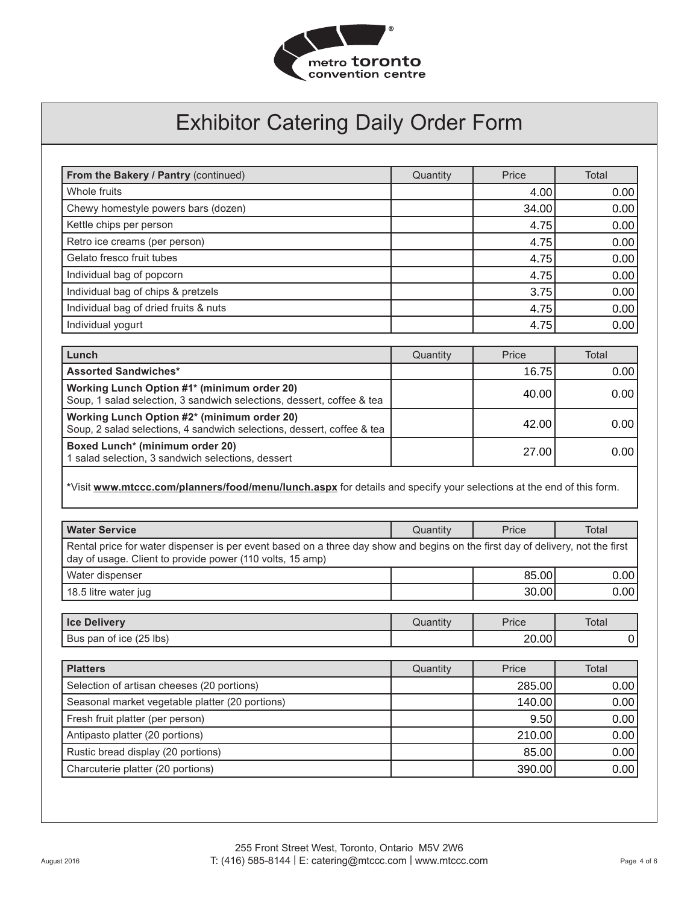# Exhibitor Catering Daily Order Form

| **From the Bakery / Pantry** (continued) | Quantity | Price | Total |
|---|---|---|---|
| Whole fruits | | 4.00 | 0.00 |
| Chewy homestyle powers bars (dozen) | | 34.00 | 0.00 |
| Kettle chips per person | | 4.75 | 0.00 |
| Retro ice creams (per person) | | 4.75 | 0.00 |
| Gelato fresco fruit tubes | | 4.75 | 0.00 |
| Individual bag of popcorn | | 4.75 | 0.00 |
| Individual bag of chips & pretzels | | 3.75 | 0.00 |
| Individual bag of dried fruits & nuts | | 4.75 | 0.00 |
| Individual yogurt | | 4.75 | 0.00 |

| **Lunch** | Quantity | Price | Total |
|---|---|---|---|
| **Assorted Sandwiches*** | | 16.75 | 0.00 |
| **Working Lunch Option #1* (minimum order 20)** Soup, 1 salad selection, 3 sandwich selections, dessert, coffee & tea | | 40.00 | 0.00 |
| **Working Lunch Option #2* (minimum order 20)** Soup, 2 salad selections, 4 sandwich selections, dessert, coffee & tea | | 42.00 | 0.00 |
| **Boxed Lunch* (minimum order 20)** 1 salad selection, 3 sandwich selections, dessert | | 27.00 | 0.00 |

**\***Visit **www.mtccc.com/planners/food/menu/lunch.aspx** for details and specify your selections at the end of this form.

| **Water Service** | Quantity | Price | Total |
|---|---|---|---|
| Rental price for water dispenser is per event based on a three day show and begins on the first day of delivery, not the first day of usage. Client to provide power (110 volts, 15 amp) | | | |
| Water dispenser | | 85.00 | 0.00 |
| 18.5 litre water jug | | 30.00 | 0.00 |

| **Ice Delivery** | Quantity | Price | Total |
|---|---|---|---|
| Bus pan of ice (25 lbs) | | 20.00 | 0 |

| **Platters** | Quantity | Price | Total |
|---|---|---|---|
| Selection of artisan cheeses (20 portions) | | 285.00 | 0.00 |
| Seasonal market vegetable platter (20 portions) | | 140.00 | 0.00 |
| Fresh fruit platter (per person) | | 9.50 | 0.00 |
| Antipasto platter (20 portions) | | 210.00 | 0.00 |
| Rustic bread display (20 portions) | | 85.00 | 0.00 |
| Charcuterie platter (20 portions) | | 390.00 | 0.00 |

255 Front Street West, Toronto, Ontario M5V 2W6
T: (416) 585-8144 | E: catering@mtccc.com | www.mtccc.com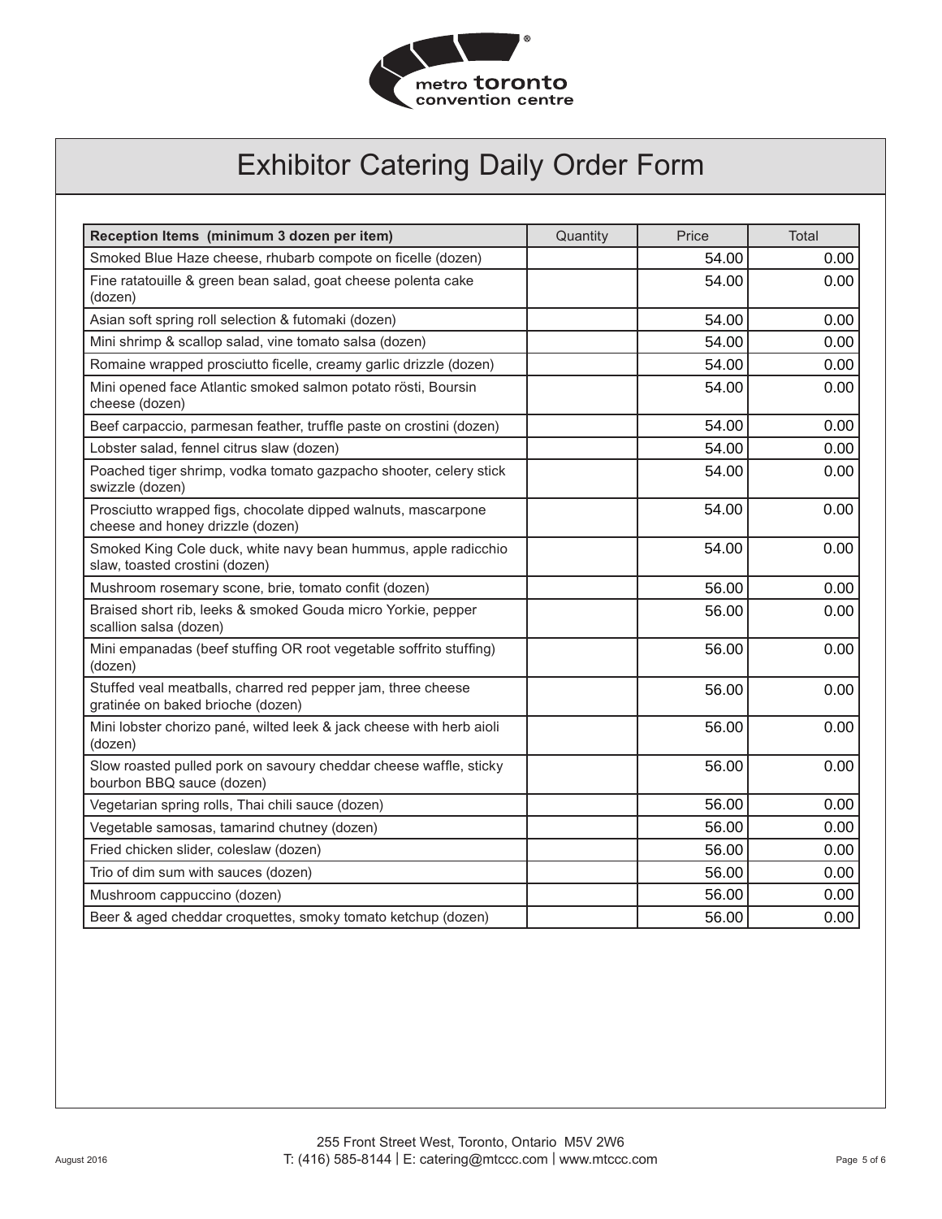# Exhibitor Catering Daily Order Form

| Reception Items (minimum 3 dozen per item) | Quantity | Price | Total |
|---|---|---|---|
| Smoked Blue Haze cheese, rhubarb compote on ficelle (dozen) | | 54.00 | 0.00 |
| Fine ratatouille & green bean salad, goat cheese polenta cake (dozen) | | 54.00 | 0.00 |
| Asian soft spring roll selection & futomaki (dozen) | | 54.00 | 0.00 |
| Mini shrimp & scallop salad, vine tomato salsa (dozen) | | 54.00 | 0.00 |
| Romaine wrapped prosciutto ficelle, creamy garlic drizzle (dozen) | | 54.00 | 0.00 |
| Mini opened face Atlantic smoked salmon potato rösti, Boursin cheese (dozen) | | 54.00 | 0.00 |
| Beef carpaccio, parmesan feather, truffle paste on crostini (dozen) | | 54.00 | 0.00 |
| Lobster salad, fennel citrus slaw (dozen) | | 54.00 | 0.00 |
| Poached tiger shrimp, vodka tomato gazpacho shooter, celery stick swizzle (dozen) | | 54.00 | 0.00 |
| Prosciutto wrapped figs, chocolate dipped walnuts, mascarpone cheese and honey drizzle (dozen) | | 54.00 | 0.00 |
| Smoked King Cole duck, white navy bean hummus, apple radicchio slaw, toasted crostini (dozen) | | 54.00 | 0.00 |
| Mushroom rosemary scone, brie, tomato confit (dozen) | | 56.00 | 0.00 |
| Braised short rib, leeks & smoked Gouda micro Yorkie, pepper scallion salsa (dozen) | | 56.00 | 0.00 |
| Mini empanadas (beef stuffing OR root vegetable soffrito stuffing) (dozen) | | 56.00 | 0.00 |
| Stuffed veal meatballs, charred red pepper jam, three cheese gratinée on baked brioche (dozen) | | 56.00 | 0.00 |
| Mini lobster chorizo pané, wilted leek & jack cheese with herb aioli (dozen) | | 56.00 | 0.00 |
| Slow roasted pulled pork on savoury cheddar cheese waffle, sticky bourbon BBQ sauce (dozen) | | 56.00 | 0.00 |
| Vegetarian spring rolls, Thai chili sauce (dozen) | | 56.00 | 0.00 |
| Vegetable samosas, tamarind chutney (dozen) | | 56.00 | 0.00 |
| Fried chicken slider, coleslaw (dozen) | | 56.00 | 0.00 |
| Trio of dim sum with sauces (dozen) | | 56.00 | 0.00 |
| Mushroom cappuccino (dozen) | | 56.00 | 0.00 |
| Beer & aged cheddar croquettes, smoky tomato ketchup (dozen) | | 56.00 | 0.00 |

255 Front Street West, Toronto, Ontario M5V 2W6
T: (416) 585-8144 | E: catering@mtccc.com | www.mtccc.com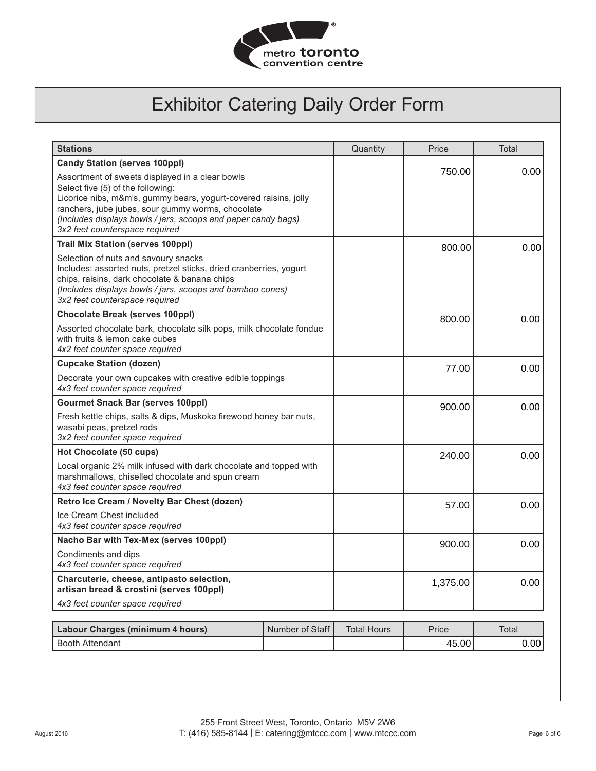# Exhibitor Catering Daily Order Form

| Stations | Quantity | Price | Total |
|---|---|---|---|
| **Candy Station (serves 100ppl)**<br>Assortment of sweets displayed in a clear bowls<br>Select five (5) of the following:<br>Licorice nibs, m&m's, gummy bears, yogurt-covered raisins, jolly ranchers, jube jubes, sour gummy worms, chocolate<br>*(Includes displays bowls / jars, scoops and paper candy bags)*<br>*3x2 feet counterspace required* | | 750.00 | 0.00 |
| **Trail Mix Station (serves 100ppl)**<br>Selection of nuts and savoury snacks<br>Includes: assorted nuts, pretzel sticks, dried cranberries, yogurt chips, raisins, dark chocolate & banana chips<br>*(Includes displays bowls / jars, scoops and bamboo cones)*<br>*3x2 feet counterspace required* | | 800.00 | 0.00 |
| **Chocolate Break (serves 100ppl)**<br>Assorted chocolate bark, chocolate silk pops, milk chocolate fondue with fruits & lemon cake cubes<br>*4x2 feet counter space required* | | 800.00 | 0.00 |
| **Cupcake Station (dozen)**<br>Decorate your own cupcakes with creative edible toppings<br>*4x3 feet counter space required* | | 77.00 | 0.00 |
| **Gourmet Snack Bar (serves 100ppl)**<br>Fresh kettle chips, salts & dips, Muskoka firewood honey bar nuts, wasabi peas, pretzel rods<br>*3x2 feet counter space required* | | 900.00 | 0.00 |
| **Hot Chocolate (50 cups)**<br>Local organic 2% milk infused with dark chocolate and topped with marshmallows, chiselled chocolate and spun cream<br>*4x3 feet counter space required* | | 240.00 | 0.00 |
| **Retro Ice Cream / Novelty Bar Chest (dozen)**<br>Ice Cream Chest included<br>*4x3 feet counter space required* | | 57.00 | 0.00 |
| **Nacho Bar with Tex-Mex (serves 100ppl)**<br>Condiments and dips<br>*4x3 feet counter space required* | | 900.00 | 0.00 |
| **Charcuterie, cheese, antipasto selection, artisan bread & crostini (serves 100ppl)**<br>*4x3 feet counter space required* | | 1,375.00 | 0.00 |

| Labour Charges (minimum 4 hours) | Number of Staff | Total Hours | Price | Total |
|---|---|---|---|---|
| Booth Attendant | | | 45.00 | 0.00 |

255 Front Street West, Toronto, Ontario M5V 2W6
T: (416) 585-8144 | E: catering@mtccc.com | www.mtccc.com

August 2016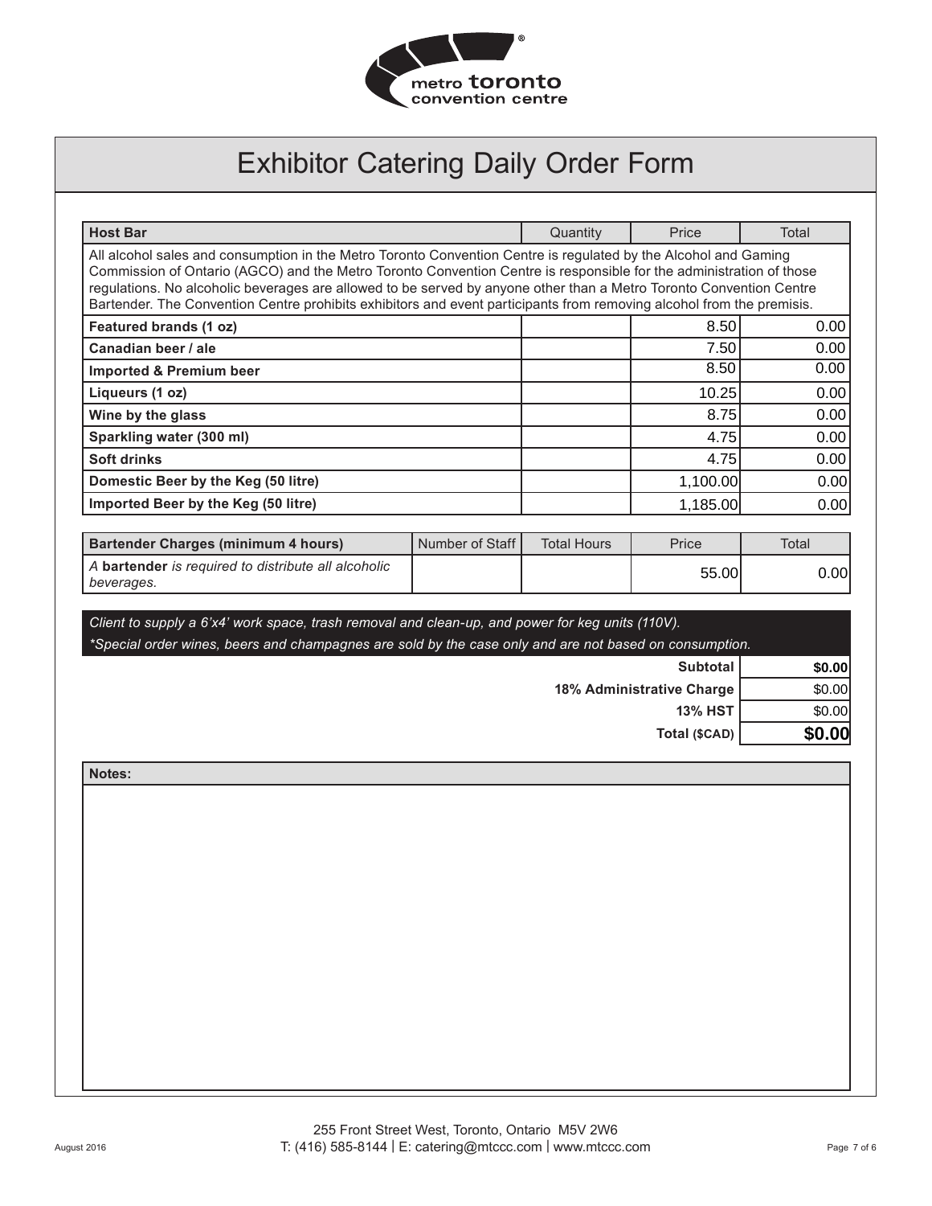# Exhibitor Catering Daily Order Form

| Host Bar | Quantity | Price | Total |
|---|---|---|---|
| All alcohol sales and consumption in the Metro Toronto Convention Centre is regulated by the Alcohol and Gaming Commission of Ontario (AGCO) and the Metro Toronto Convention Centre is responsible for the administration of those regulations. No alcoholic beverages are allowed to be served by anyone other than a Metro Toronto Convention Centre Bartender. The Convention Centre prohibits exhibitors and event participants from removing alcohol from the premisis. | | | |
| **Featured brands (1 oz)** | | 8.50 | 0.00 |
| **Canadian beer / ale** | | 7.50 | 0.00 |
| **Imported & Premium beer** | | 8.50 | 0.00 |
| **Liqueurs (1 oz)** | | 10.25 | 0.00 |
| **Wine by the glass** | | 8.75 | 0.00 |
| **Sparkling water (300 ml)** | | 4.75 | 0.00 |
| **Soft drinks** | | 4.75 | 0.00 |
| **Domestic Beer by the Keg (50 litre)** | | 1,100.00 | 0.00 |
| **Imported Beer by the Keg (50 litre)** | | 1,185.00 | 0.00 |

| Bartender Charges (minimum 4 hours) | Number of Staff | Total Hours | Price | Total |
|---|---|---|---|---|
| *A **bartender** is required to distribute all alcoholic beverages.* | | | 55.00 | 0.00 |

*Client to supply a 6'x4' work space, trash removal and clean-up, and power for keg units (110V).*

*\*Special order wines, beers and champagnes are sold by the case only and are not based on consumption.*

| | |
|---|---|
| **Subtotal** | **$0.00** |
| **18% Administrative Charge** | $0.00 |
| **13% HST** | $0.00 |
| **Total ($CAD)** | **$0.00** |

**Notes:**

255 Front Street West, Toronto, Ontario M5V 2W6
T: (416) 585-8144 | E: catering@mtccc.com | www.mtccc.com

August 2016